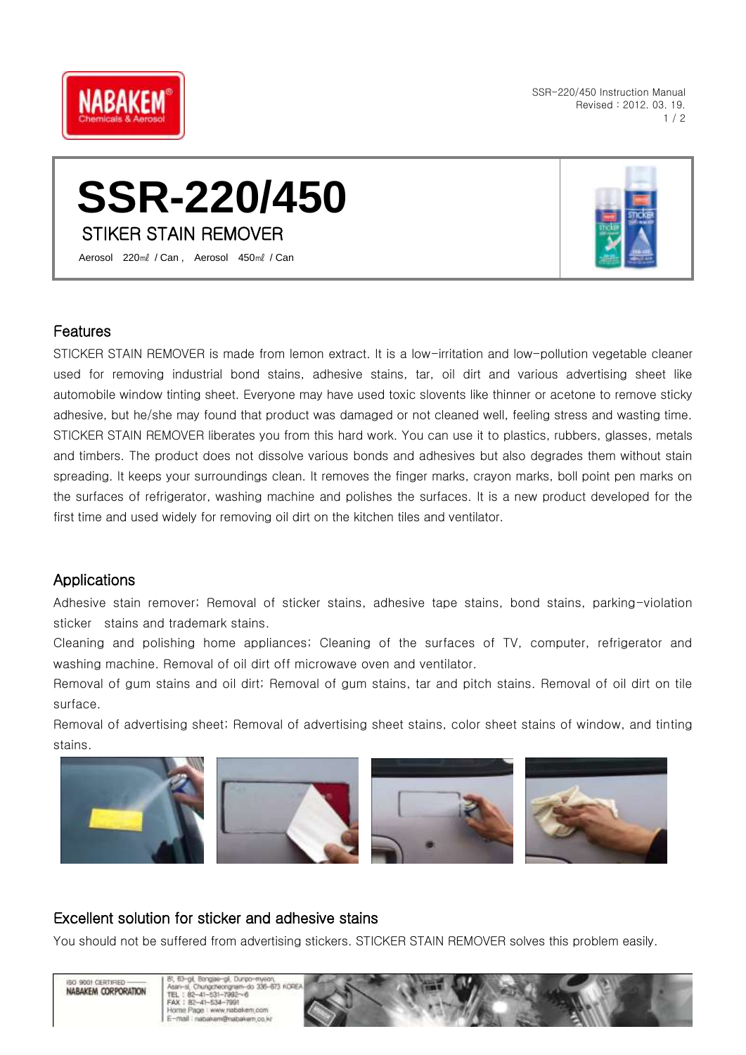# SSR-220/450

## STIKER STAIN REMOVER

Aerosol 220㎖ / Can , Aerosol 450㎖ / Can

## Features

STICKER STAIN REMOVER is made from lemon extract. It is a low-irritation and low-pollution vegetable cleaner used for removing industrial bond stains, adhesive stains, tar, oil dirt and various advertising sheet like automobile window tinting sheet. Everyone may have used toxic slovents like thinner or acetone to remove sticky adhesive, but he/she may found that product was damaged or not cleaned well, feeling stress and wasting time. STICKER STAIN REMOVER liberates you from this hard work. You can use it to plastics, rubbers, glasses, metals and timbers. The product does not dissolve various bonds and adhesives but also degrades them without stain spreading. It keeps your surroundings clean. It removes the finger marks, crayon marks, boll point pen marks on the surfaces of refrigerator, washing machine and polishes the surfaces. It is a new product developed for the first time and used widely for removing oil dirt on the kitchen tiles and ventilator.

## Applications

Adhesive stain remover; Removal of sticker stains, adhesive tape stains, bond stains, parking-violation sticker stains and trademark stains.

Cleaning and polishing home appliances; Cleaning of the surfaces of TV, computer, refrigerator and washing machine. Removal of oil dirt off microwave oven and ventilator.

Removal of gum stains and oil dirt; Removal of gum stains, tar and pitch stains. Removal of oil dirt on tile surface.

Removal of advertising sheet; Removal of advertising sheet stains, color sheet stains of window, and tinting stains.

## Excellent solution for sticker and adhesive stains

You should not be suffered from advertising stickers. STICKER STAIN REMOVER solves this problem easily.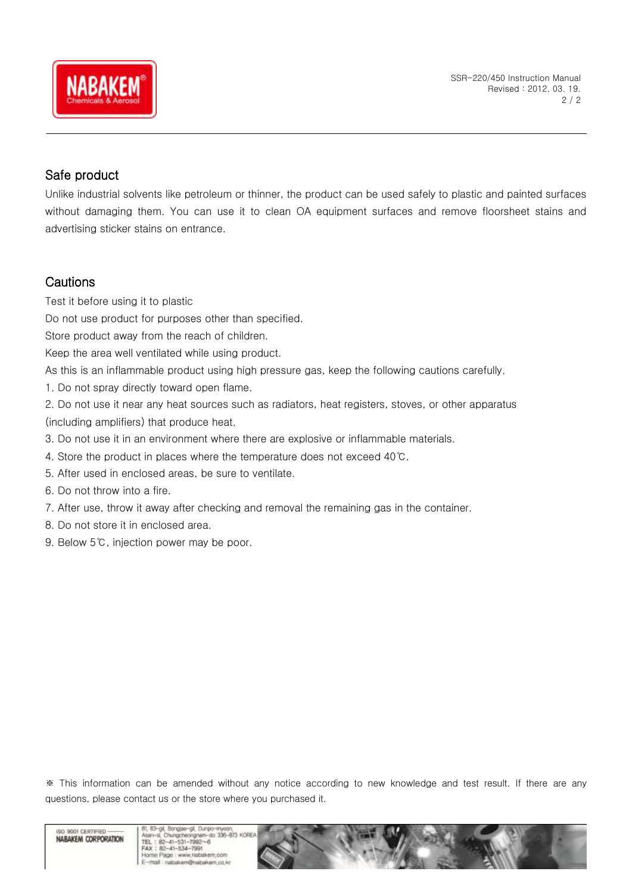## Safe product

Unlike industrial solvents like petroleum or thinner, the product can be used safely to plastic and painted surfaces without damaging them. You can use it to clean OA equipment surfaces and remove floorsheet stains and advertising sticker stains on entrance.

## Cautions

Test it before using it to plastic

Do not use product for purposes other than specified.

Store product away from the reach of children.

Keep the area well ventilated while using product.

As this is an inflammable product using high pressure gas, keep the following cautions carefully.

1. Do not spray directly toward open flame.
2. Do not use it near any heat sources such as radiators, heat registers, stoves, or other apparatus (including amplifiers) that produce heat.
3. Do not use it in an environment where there are explosive or inflammable materials.
4. Store the product in places where the temperature does not exceed 40℃.
5. After used in enclosed areas, be sure to ventilate.
6. Do not throw into a fire.
7. After use, throw it away after checking and removal the remaining gas in the container.
8. Do not store it in enclosed area.
9. Below 5℃, injection power may be poor.

※ This information can be amended without any notice according to new knowledge and test result. If there are any questions, please contact us or the store where you purchased it.

ISO 9001 CERTIFIED
NABAKEM CORPORATION

81, 83-gil, Bongjae-gil, Dunpo-myeon, Asan-si, Chungcheongnam-do 336-873 KOREA
TEL : 82-41-531-7992~6
FAX : 82-41-534-7991
Home Page : www.nabakem.com
E-mail : nabakem@nabakem.co.kr